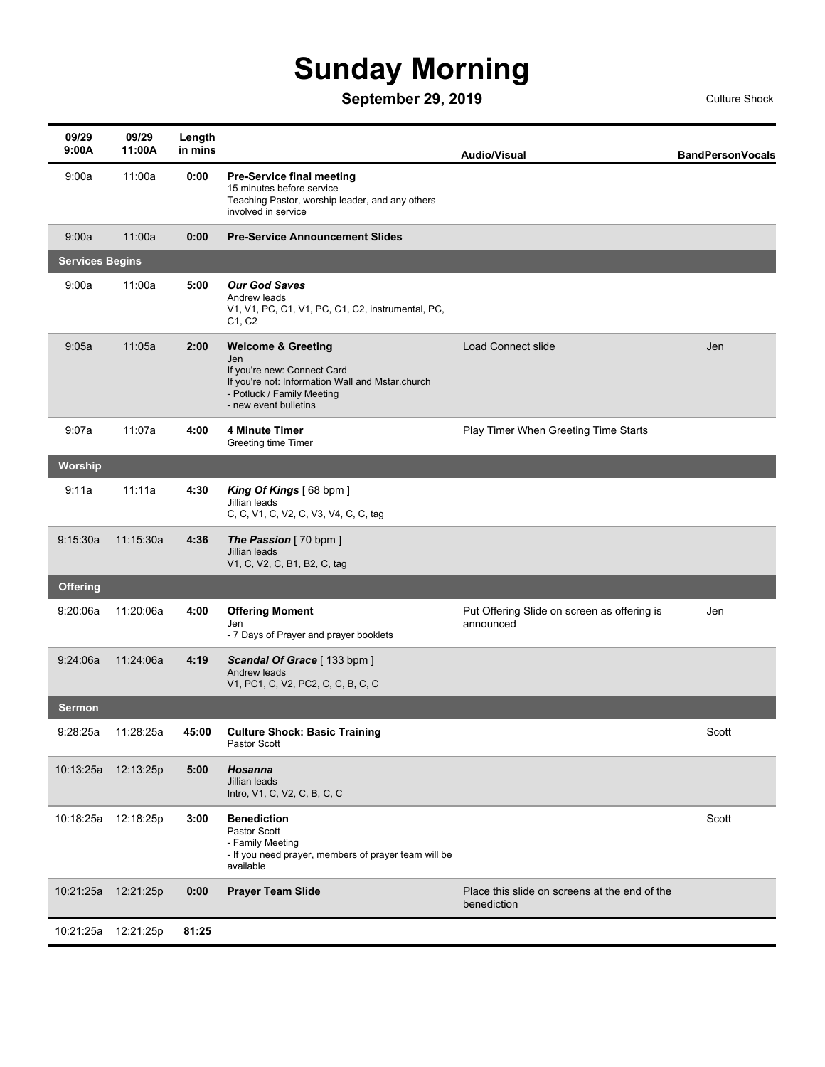# Sunday Morning

**September 29, 2019** Culture Shock

| 09/29 9:00A | 09/29 11:00A | Length in mins | | Audio/Visual | BandPersonVocals |
|---|---|---|---|---|---|
| 9:00a | 11:00a | **0:00** | **Pre-Service final meeting**<br>15 minutes before service<br>Teaching Pastor, worship leader, and any others involved in service | | |
| 9:00a | 11:00a | **0:00** | **Pre-Service Announcement Slides** | | |
| **Services Begins** | | | | | |
| 9:00a | 11:00a | **5:00** | ***Our God Saves***<br>Andrew leads<br>V1, V1, PC, C1, V1, PC, C1, C2, instrumental, PC, C1, C2 | | |
| 9:05a | 11:05a | **2:00** | **Welcome & Greeting**<br>Jen<br>If you're new: Connect Card<br>If you're not: Information Wall and Mstar.church<br>- Potluck / Family Meeting<br>- new event bulletins | Load Connect slide | Jen |
| 9:07a | 11:07a | **4:00** | **4 Minute Timer**<br>Greeting time Timer | Play Timer When Greeting Time Starts | |
| **Worship** | | | | | |
| 9:11a | 11:11a | **4:30** | ***King Of Kings*** [ 68 bpm ]<br>Jillian leads<br>C, C, V1, C, V2, C, V3, V4, C, C, tag | | |
| 9:15:30a | 11:15:30a | **4:36** | ***The Passion*** [ 70 bpm ]<br>Jillian leads<br>V1, C, V2, C, B1, B2, C, tag | | |
| **Offering** | | | | | |
| 9:20:06a | 11:20:06a | **4:00** | **Offering Moment**<br>Jen<br>- 7 Days of Prayer and prayer booklets | Put Offering Slide on screen as offering is announced | Jen |
| 9:24:06a | 11:24:06a | **4:19** | ***Scandal Of Grace*** [ 133 bpm ]<br>Andrew leads<br>V1, PC1, C, V2, PC2, C, C, B, C, C | | |
| **Sermon** | | | | | |
| 9:28:25a | 11:28:25a | **45:00** | **Culture Shock: Basic Training**<br>Pastor Scott | | Scott |
| 10:13:25a | 12:13:25p | **5:00** | ***Hosanna***<br>Jillian leads<br>Intro, V1, C, V2, C, B, C, C | | |
| 10:18:25a | 12:18:25p | **3:00** | **Benediction**<br>Pastor Scott<br>- Family Meeting<br>- If you need prayer, members of prayer team will be available | | Scott |
| 10:21:25a | 12:21:25p | **0:00** | **Prayer Team Slide** | Place this slide on screens at the end of the benediction | |
| 10:21:25a | 12:21:25p | **81:25** | | | |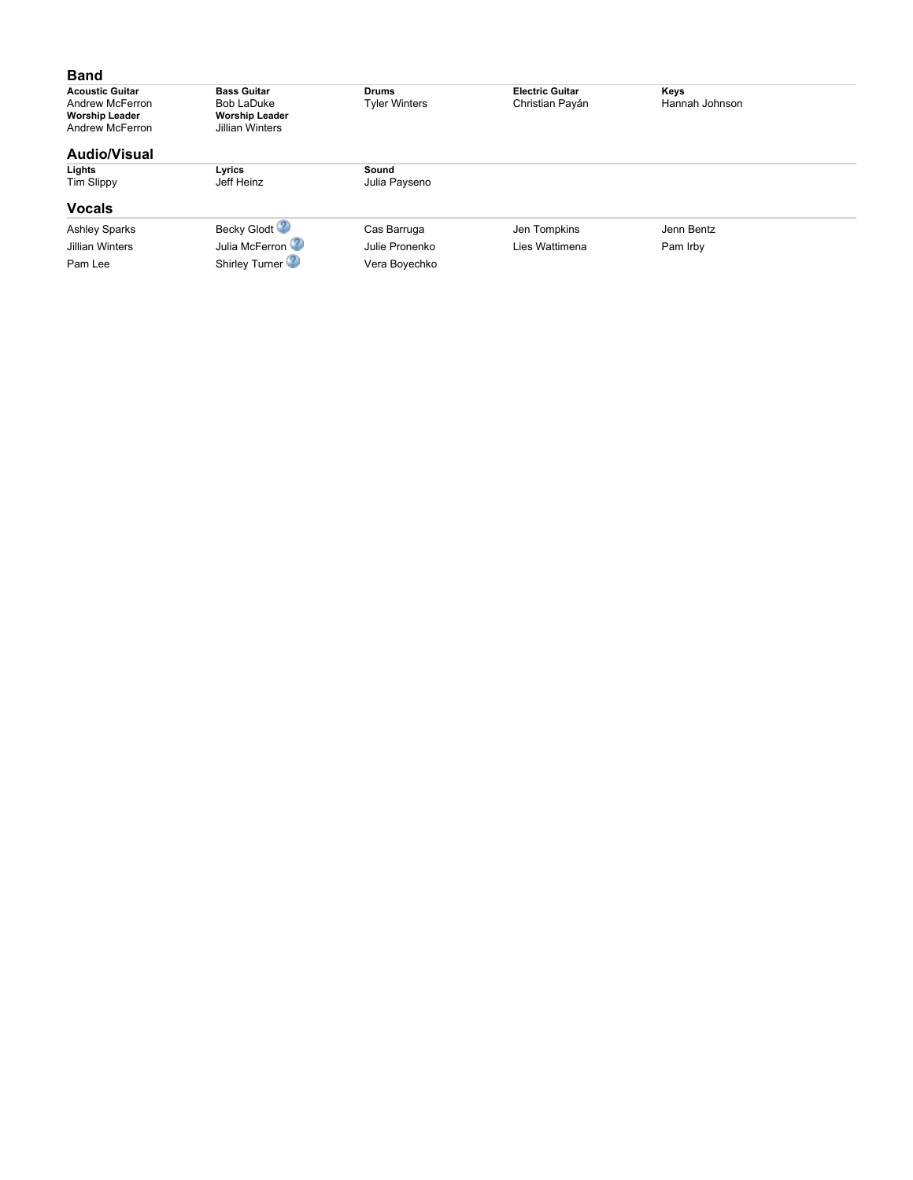## Band

| Acoustic Guitar | Bass Guitar | Drums | Electric Guitar | Keys |
|---|---|---|---|---|
| Andrew McFerron | Bob LaDuke | Tyler Winters | Christian Payán | Hannah Johnson |
| **Worship Leader** | **Worship Leader** | | | |
| Andrew McFerron | Jillian Winters | | | |

## Audio/Visual

| Lights | Lyrics | Sound |
|---|---|---|
| Tim Slippy | Jeff Heinz | Julia Payseno |

## Vocals

| | | | | |
|---|---|---|---|---|
| Ashley Sparks | Becky Glodt | Cas Barruga | Jen Tompkins | Jenn Bentz |
| Jillian Winters | Julia McFerron | Julie Pronenko | Lies Wattimena | Pam Irby |
| Pam Lee | Shirley Turner | Vera Boyechko | | |